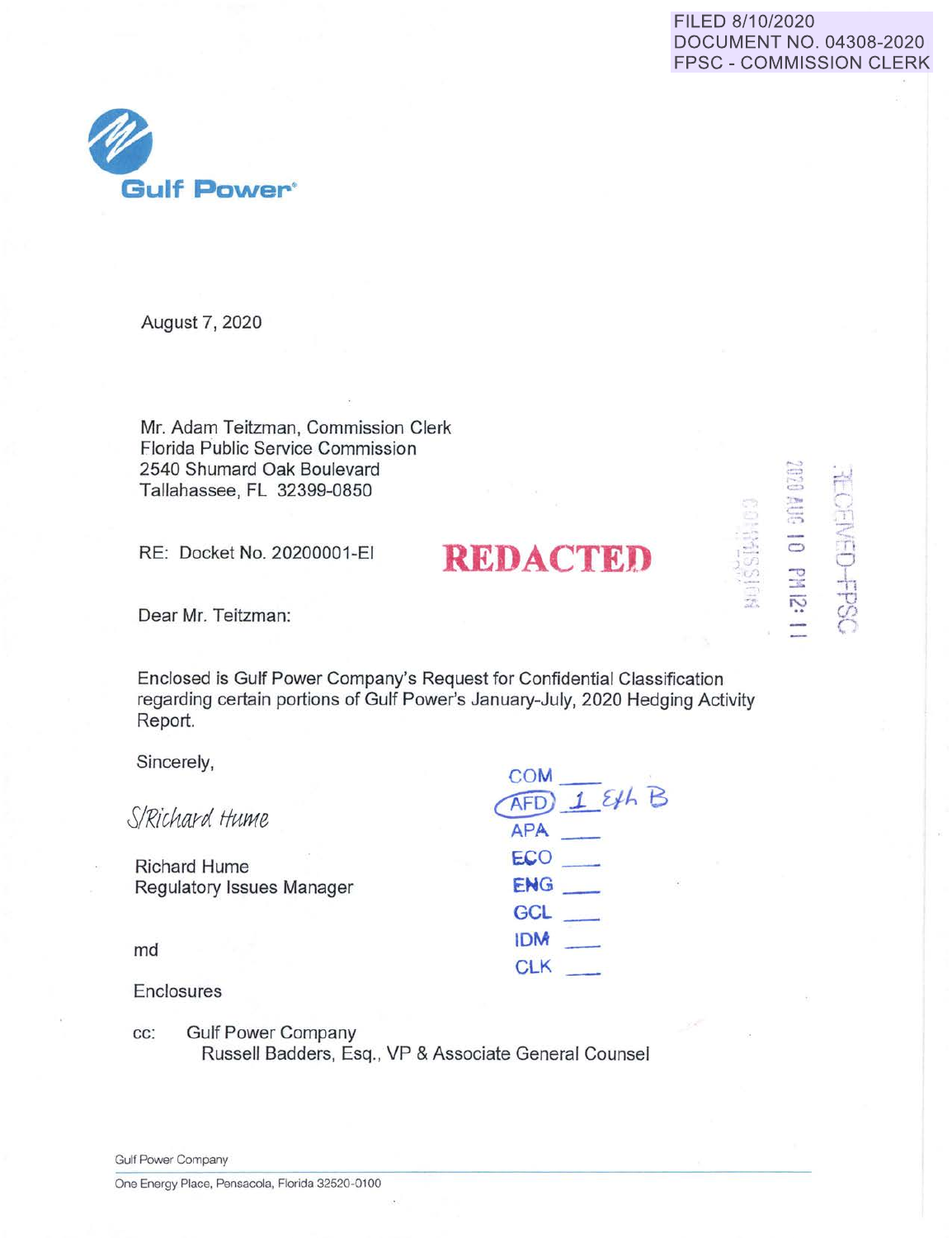FILED 8/10/2020
DOCUMENT NO. 04308-2020
FPSC - COMMISSION CLERK

Gulf Power®

August 7, 2020

Mr. Adam Teitzman, Commission Clerk
Florida Public Service Commission
2540 Shumard Oak Boulevard
Tallahassee, FL 32399-0850

RE: Docket No. 20200001-EI

**REDACTED**

RECEIVED-FPSC
2020 AUG 10 PM 12: 11
COMMISSION CLERK

Dear Mr. Teitzman:

Enclosed is Gulf Power Company's Request for Confidential Classification regarding certain portions of Gulf Power's January-July, 2020 Hedging Activity Report.

Sincerely,

*S/Richard Hume*

Richard Hume
Regulatory Issues Manager

md

Enclosures

COM ___
AFD 1 Exh B
APA ___
ECO ___
ENG ___
GCL ___
IDM ___
CLK ___

cc: Gulf Power Company
Russell Badders, Esq., VP & Associate General Counsel

Gulf Power Company
One Energy Place, Pensacola, Florida 32520-0100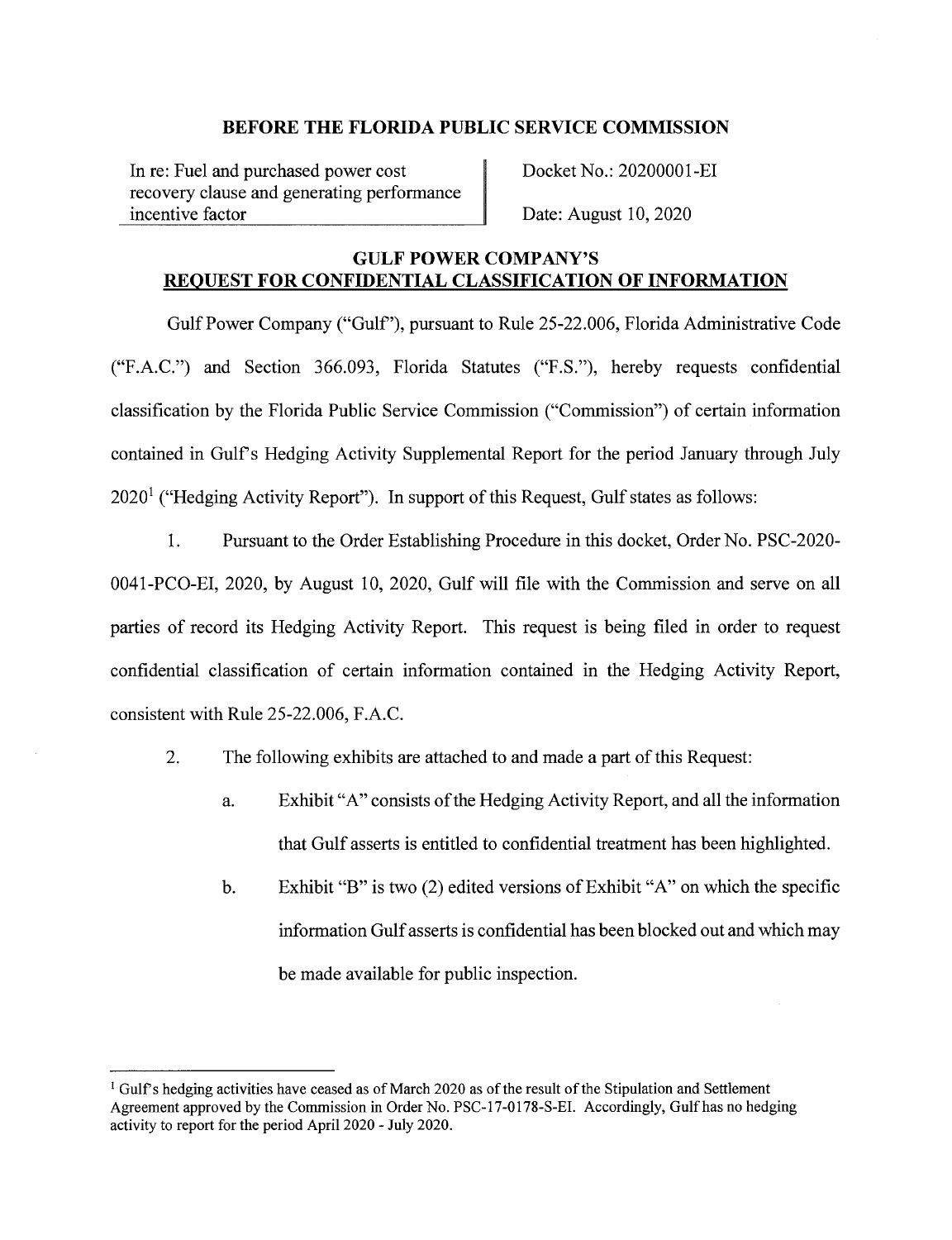## BEFORE THE FLORIDA PUBLIC SERVICE COMMISSION

| In re: Fuel and purchased power cost recovery clause and generating performance incentive factor | Docket No.: 20200001-EI<br>Date: August 10, 2020 |
|---|---|

## GULF POWER COMPANY'S REQUEST FOR CONFIDENTIAL CLASSIFICATION OF INFORMATION

Gulf Power Company ("Gulf"), pursuant to Rule 25-22.006, Florida Administrative Code ("F.A.C.") and Section 366.093, Florida Statutes ("F.S."), hereby requests confidential classification by the Florida Public Service Commission ("Commission") of certain information contained in Gulf's Hedging Activity Supplemental Report for the period January through July 2020[1] ("Hedging Activity Report"). In support of this Request, Gulf states as follows:

1. Pursuant to the Order Establishing Procedure in this docket, Order No. PSC-2020-0041-PCO-EI, 2020, by August 10, 2020, Gulf will file with the Commission and serve on all parties of record its Hedging Activity Report. This request is being filed in order to request confidential classification of certain information contained in the Hedging Activity Report, consistent with Rule 25-22.006, F.A.C.

2. The following exhibits are attached to and made a part of this Request:

   a. Exhibit "A" consists of the Hedging Activity Report, and all the information that Gulf asserts is entitled to confidential treatment has been highlighted.

   b. Exhibit "B" is two (2) edited versions of Exhibit "A" on which the specific information Gulf asserts is confidential has been blocked out and which may be made available for public inspection.

---

[1] Gulf's hedging activities have ceased as of March 2020 as of the result of the Stipulation and Settlement Agreement approved by the Commission in Order No. PSC-17-0178-S-EI. Accordingly, Gulf has no hedging activity to report for the period April 2020 - July 2020.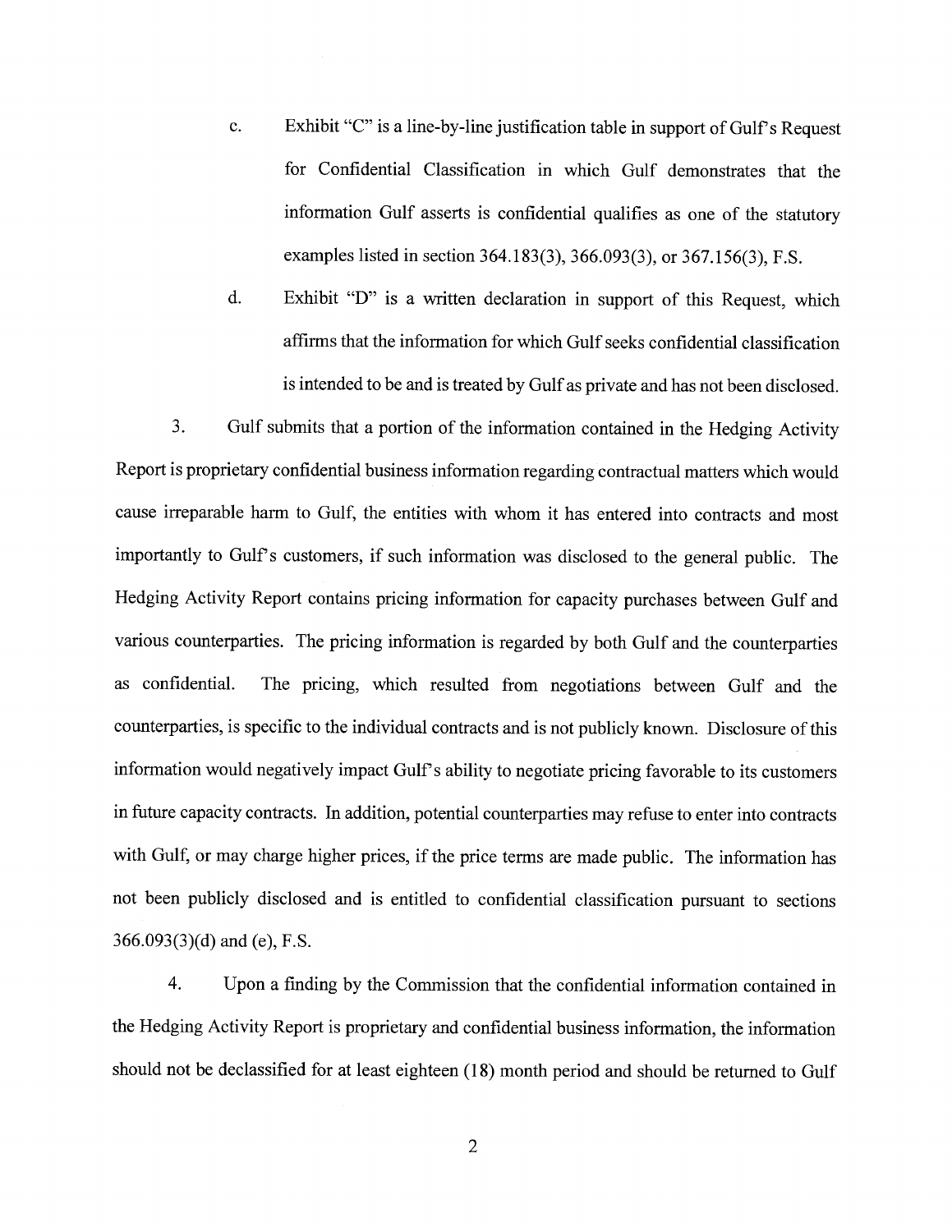c. Exhibit "C" is a line-by-line justification table in support of Gulf's Request for Confidential Classification in which Gulf demonstrates that the information Gulf asserts is confidential qualifies as one of the statutory examples listed in section 364.183(3), 366.093(3), or 367.156(3), F.S.

d. Exhibit "D" is a written declaration in support of this Request, which affirms that the information for which Gulf seeks confidential classification is intended to be and is treated by Gulf as private and has not been disclosed.

3. Gulf submits that a portion of the information contained in the Hedging Activity Report is proprietary confidential business information regarding contractual matters which would cause irreparable harm to Gulf, the entities with whom it has entered into contracts and most importantly to Gulf's customers, if such information was disclosed to the general public. The Hedging Activity Report contains pricing information for capacity purchases between Gulf and various counterparties. The pricing information is regarded by both Gulf and the counterparties as confidential. The pricing, which resulted from negotiations between Gulf and the counterparties, is specific to the individual contracts and is not publicly known. Disclosure of this information would negatively impact Gulf's ability to negotiate pricing favorable to its customers in future capacity contracts. In addition, potential counterparties may refuse to enter into contracts with Gulf, or may charge higher prices, if the price terms are made public. The information has not been publicly disclosed and is entitled to confidential classification pursuant to sections 366.093(3)(d) and (e), F.S.

4. Upon a finding by the Commission that the confidential information contained in the Hedging Activity Report is proprietary and confidential business information, the information should not be declassified for at least eighteen (18) month period and should be returned to Gulf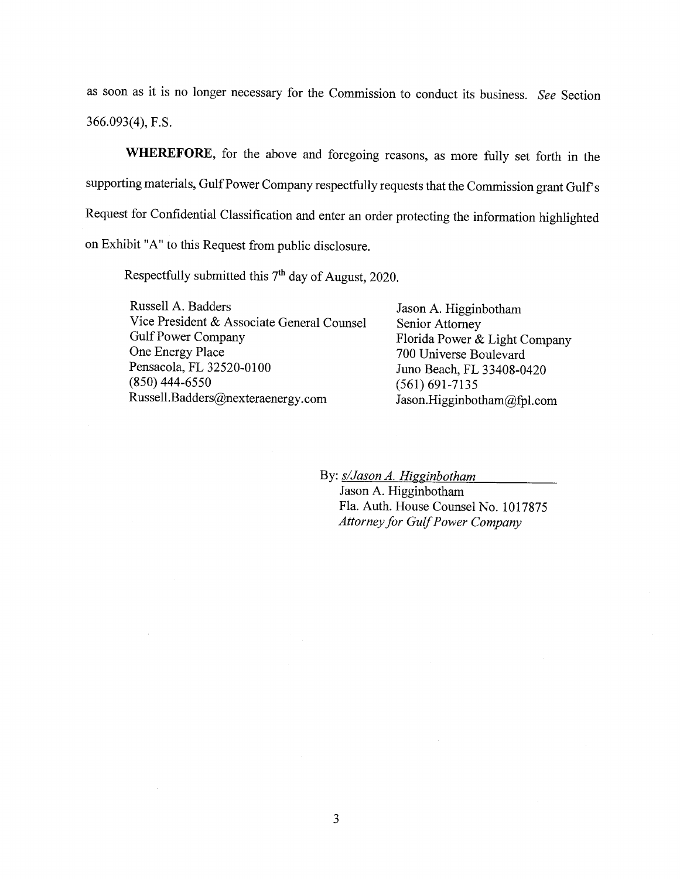as soon as it is no longer necessary for the Commission to conduct its business. *See* Section 366.093(4), F.S.

**WHEREFORE**, for the above and foregoing reasons, as more fully set forth in the supporting materials, Gulf Power Company respectfully requests that the Commission grant Gulf's Request for Confidential Classification and enter an order protecting the information highlighted on Exhibit "A" to this Request from public disclosure.

Respectfully submitted this 7th day of August, 2020.

Russell A. Badders
Vice President & Associate General Counsel
Gulf Power Company
One Energy Place
Pensacola, FL 32520-0100
(850) 444-6550
Russell.Badders@nexteraenergy.com

Jason A. Higginbotham
Senior Attorney
Florida Power & Light Company
700 Universe Boulevard
Juno Beach, FL 33408-0420
(561) 691-7135
Jason.Higginbotham@fpl.com

By: *s/Jason A. Higginbotham*
Jason A. Higginbotham
Fla. Auth. House Counsel No. 1017875
*Attorney for Gulf Power Company*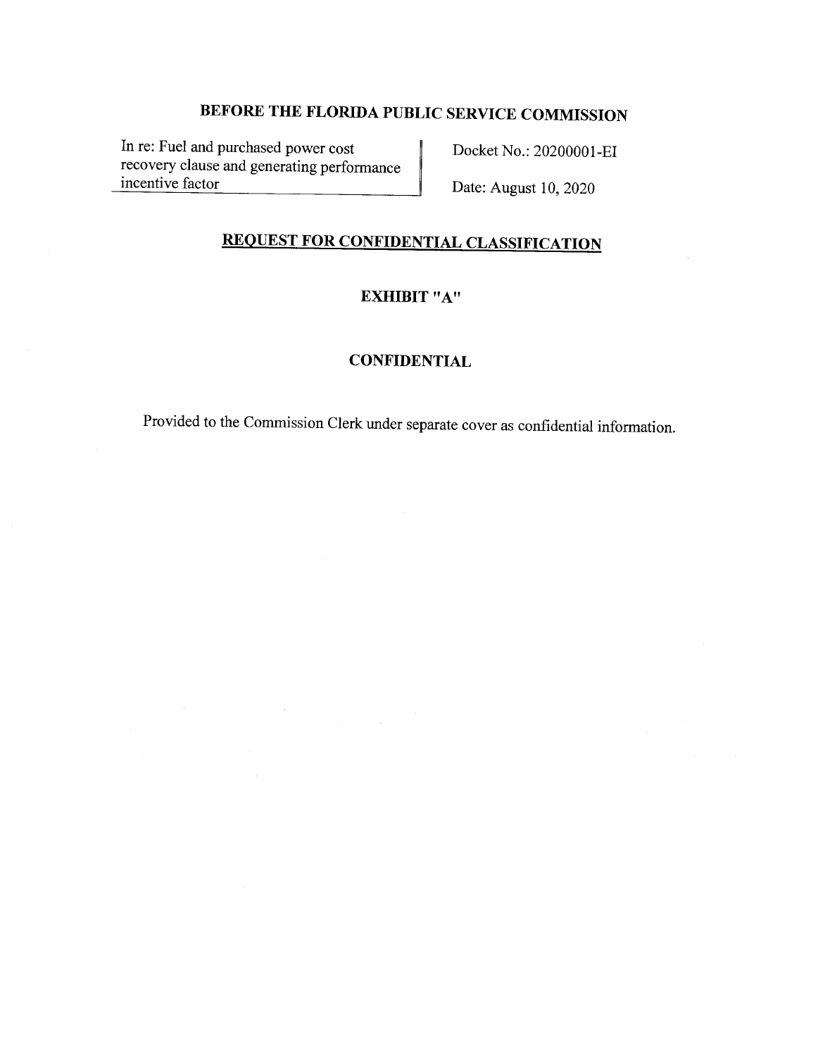# BEFORE THE FLORIDA PUBLIC SERVICE COMMISSION

| In re: Fuel and purchased power cost recovery clause and generating performance incentive factor | Docket No.: 20200001-EI<br>Date: August 10, 2020 |
| --- | --- |

## REQUEST FOR CONFIDENTIAL CLASSIFICATION

### EXHIBIT "A"

### CONFIDENTIAL

Provided to the Commission Clerk under separate cover as confidential information.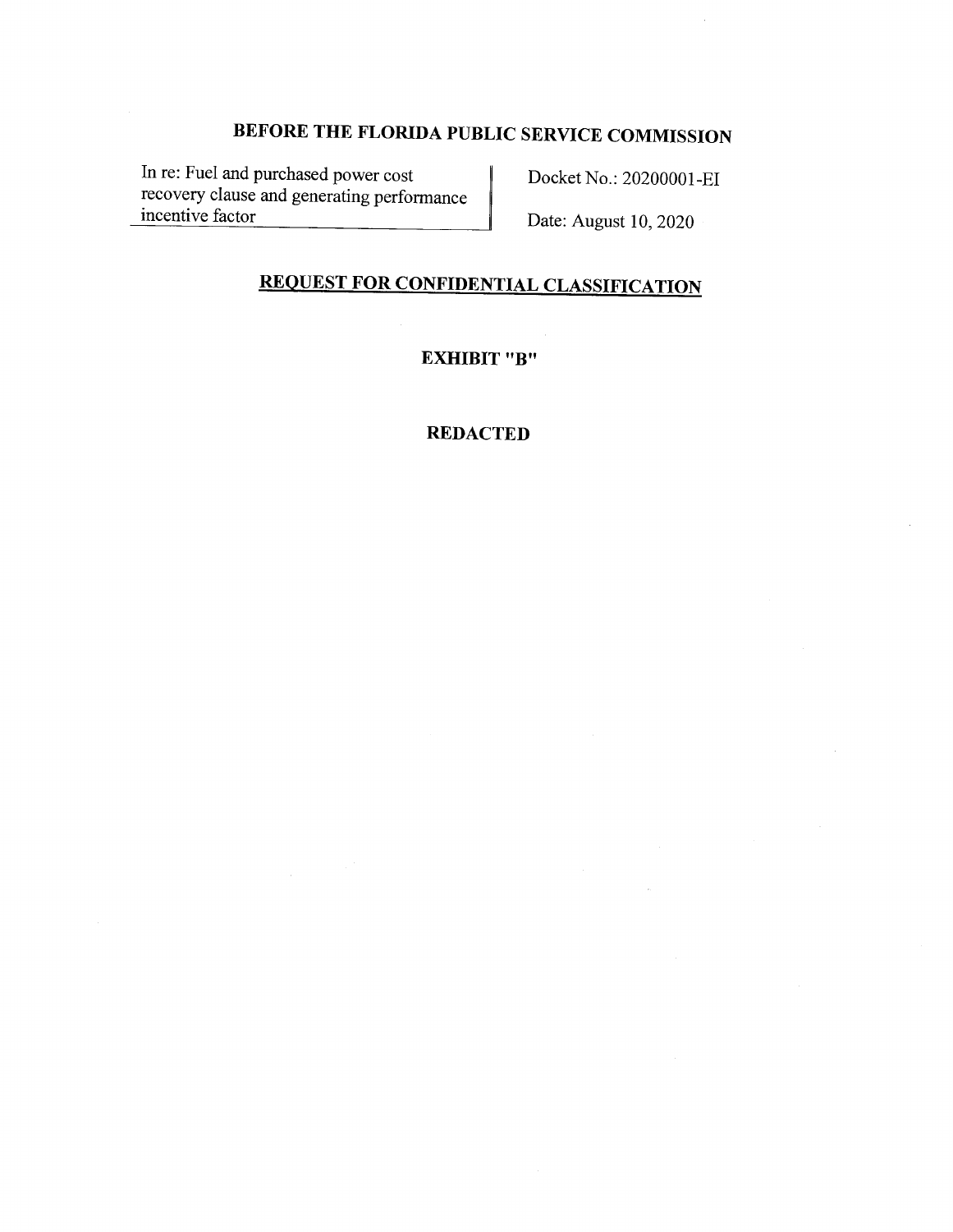# BEFORE THE FLORIDA PUBLIC SERVICE COMMISSION

| In re: Fuel and purchased power cost recovery clause and generating performance incentive factor | Docket No.: 20200001-EI<br>Date: August 10, 2020 |
|---|---|

## REQUEST FOR CONFIDENTIAL CLASSIFICATION

**EXHIBIT "B"**

**REDACTED**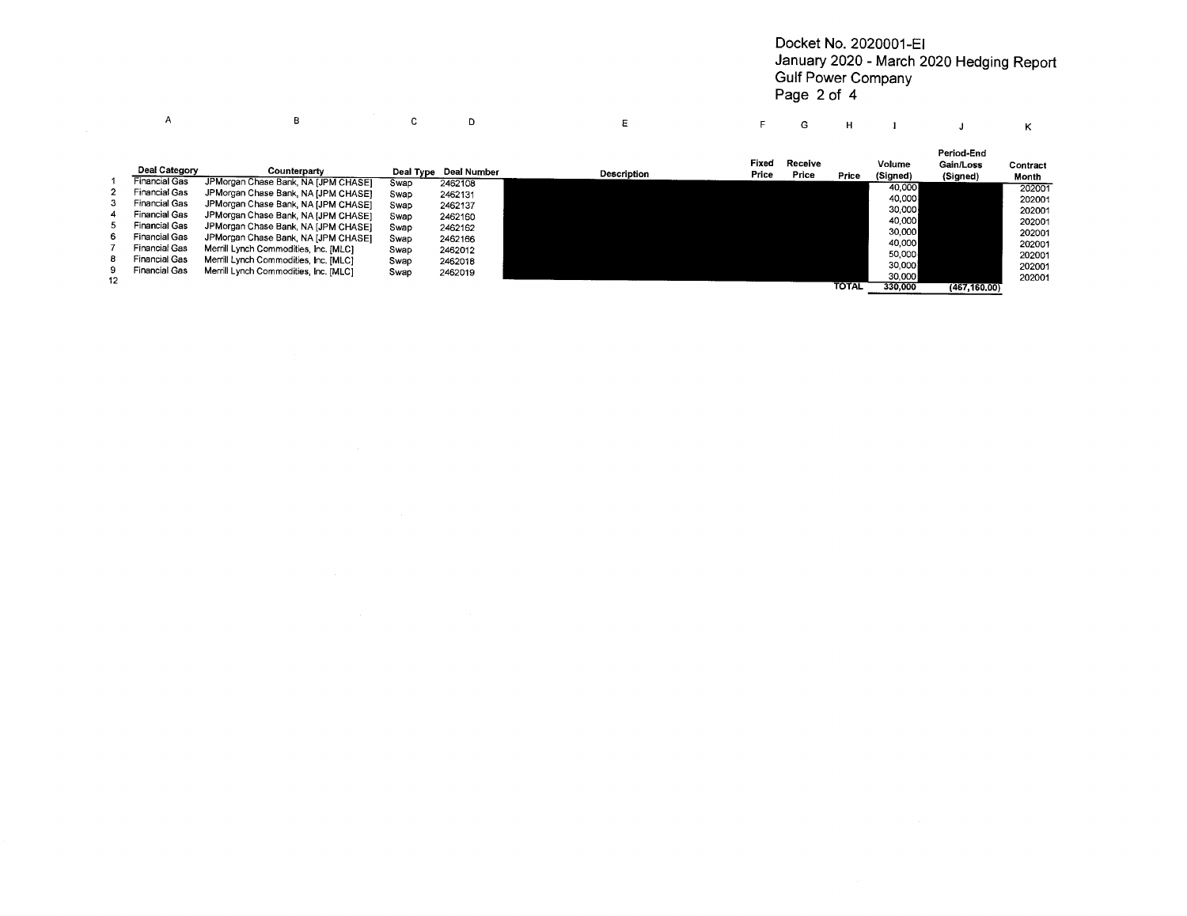Docket No. 2020001-EI
January 2020 - March 2020 Hedging Report
Gulf Power Company

| | A | B | C | D | E | F | G | H | I | J | K |
|---|---|---|---|---|---|---|---|---|---|---|---|
| | Deal Category | Counterparty | Deal Type | Deal Number | Description | Fixed Price | Receive Price | Price | Volume (Signed) | Period-End Gain/Loss (Signed) | Contract Month |
| 1 | Financial Gas | JPMorgan Chase Bank, NA [JPM CHASE] | Swap | 2462108 | | | | | 40,000 | | 202001 |
| 2 | Financial Gas | JPMorgan Chase Bank, NA [JPM CHASE] | Swap | 2462131 | | | | | 40,000 | | 202001 |
| 3 | Financial Gas | JPMorgan Chase Bank, NA [JPM CHASE] | Swap | 2462137 | | | | | 30,000 | | 202001 |
| 4 | Financial Gas | JPMorgan Chase Bank, NA [JPM CHASE] | Swap | 2462160 | | | | | 40,000 | | 202001 |
| 5 | Financial Gas | JPMorgan Chase Bank, NA [JPM CHASE] | Swap | 2462162 | | | | | 30,000 | | 202001 |
| 6 | Financial Gas | JPMorgan Chase Bank, NA [JPM CHASE] | Swap | 2462166 | | | | | 40,000 | | 202001 |
| 7 | Financial Gas | Merrill Lynch Commodities, Inc. [MLC] | Swap | 2462012 | | | | | 50,000 | | 202001 |
| 8 | Financial Gas | Merrill Lynch Commodities, Inc. [MLC] | Swap | 2462018 | | | | | 30,000 | | 202001 |
| 9 | Financial Gas | Merrill Lynch Commodities, Inc. [MLC] | Swap | 2462019 | | | | | 30,000 | | 202001 |
| 12 | | | | | | | | TOTAL | 330,000 | (467,160.00) | |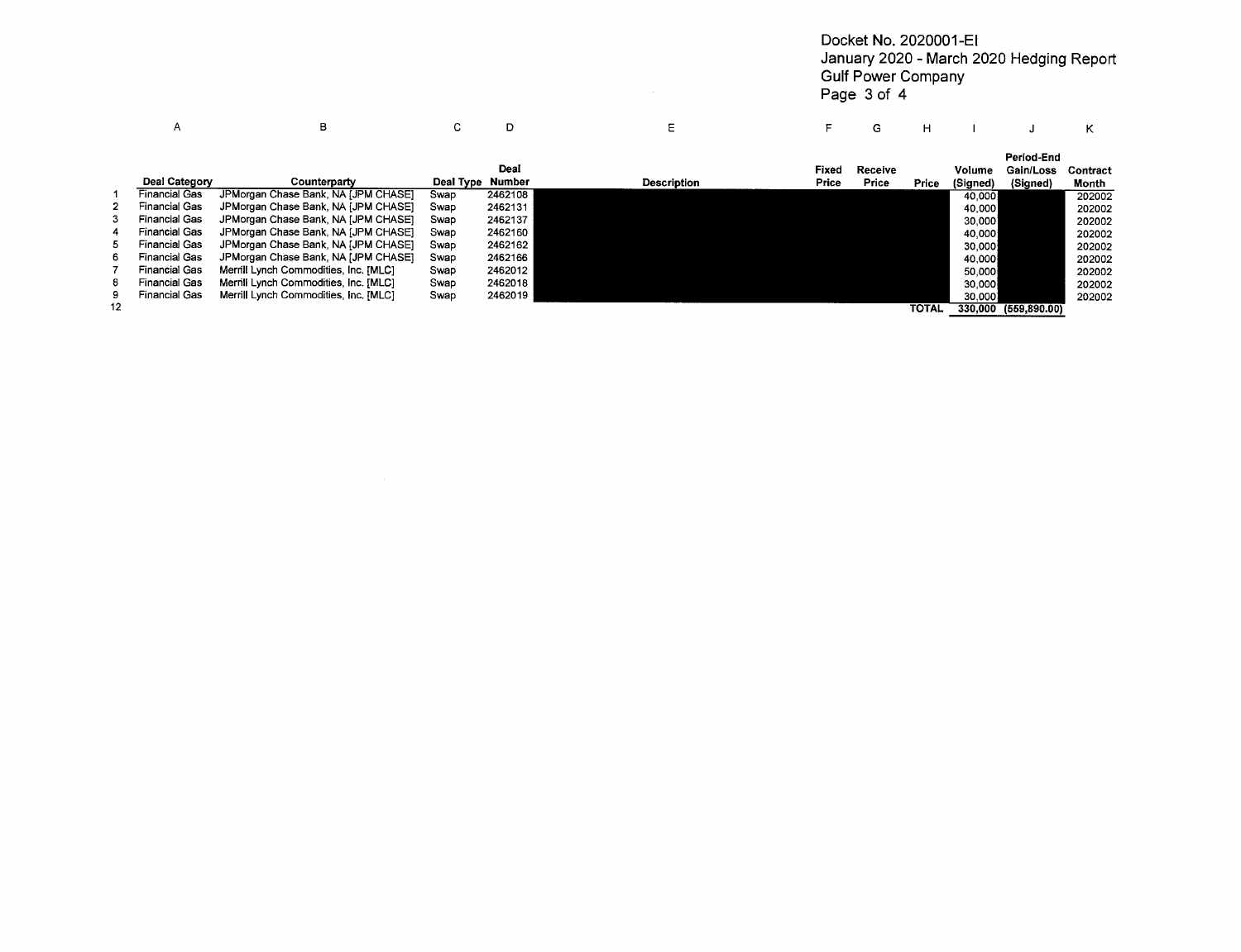Docket No. 2020001-EI
January 2020 - March 2020 Hedging Report
Gulf Power Company
Page 3 of 4

| | A | B | C | D | E | F | G | H | I | J | K |
|---|---|---|---|---|---|---|---|---|---|---|---|
| | Deal Category | Counterparty | Deal Type | Deal Number | Description | Fixed Price | Receive Price | Price | Volume (Signed) | Period-End Gain/Loss (Signed) | Contract Month |
| 1 | Financial Gas | JPMorgan Chase Bank, NA [JPM CHASE] | Swap | 2462108 | | | | | 40,000 | | 202002 |
| 2 | Financial Gas | JPMorgan Chase Bank, NA [JPM CHASE] | Swap | 2462131 | | | | | 40,000 | | 202002 |
| 3 | Financial Gas | JPMorgan Chase Bank, NA [JPM CHASE] | Swap | 2462137 | | | | | 30,000 | | 202002 |
| 4 | Financial Gas | JPMorgan Chase Bank, NA [JPM CHASE] | Swap | 2462160 | | | | | 40,000 | | 202002 |
| 5 | Financial Gas | JPMorgan Chase Bank, NA [JPM CHASE] | Swap | 2462162 | | | | | 30,000 | | 202002 |
| 6 | Financial Gas | JPMorgan Chase Bank, NA [JPM CHASE] | Swap | 2462166 | | | | | 40,000 | | 202002 |
| 7 | Financial Gas | Merrill Lynch Commodities, Inc. [MLC] | Swap | 2462012 | | | | | 50,000 | | 202002 |
| 8 | Financial Gas | Merrill Lynch Commodities, Inc. [MLC] | Swap | 2462018 | | | | | 30,000 | | 202002 |
| 9 | Financial Gas | Merrill Lynch Commodities, Inc. [MLC] | Swap | 2462019 | | | | | 30,000 | | 202002 |
| 12 | | | | | | | | TOTAL | 330,000 | (559,890.00) | |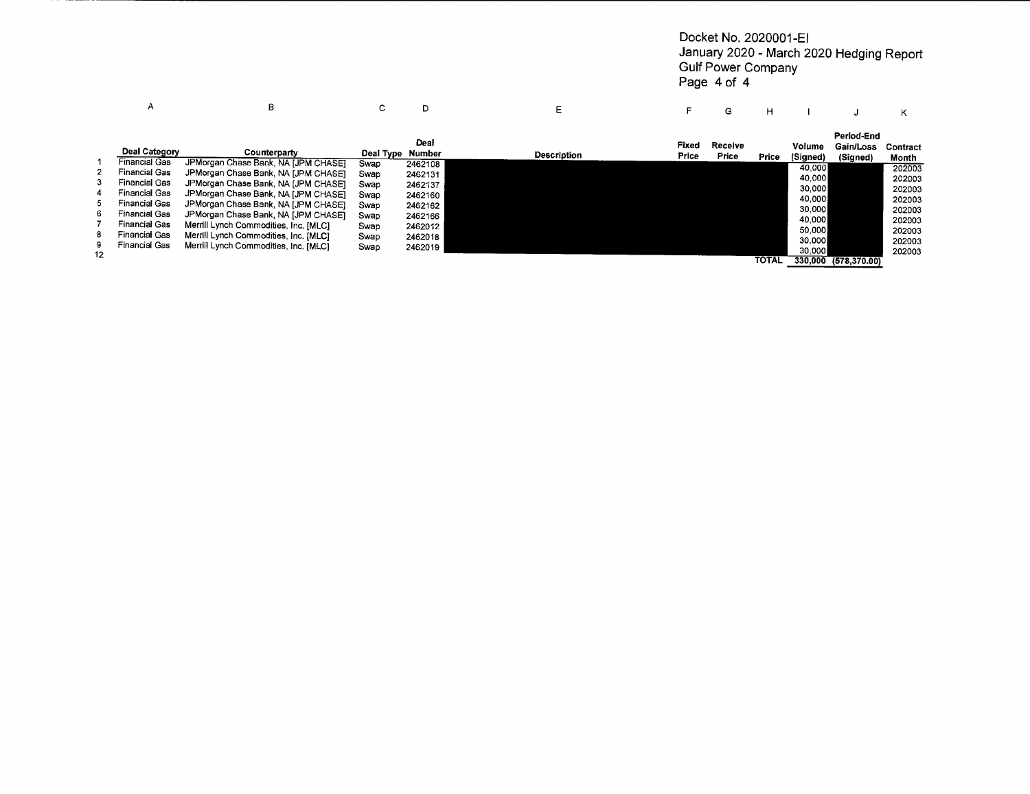Docket No. 2020001-EI
January 2020 - March 2020 Hedging Report
Gulf Power Company

| | A | B | C | D | E | F | G | H | I | J | K |
|---|---|---|---|---|---|---|---|---|---|---|---|
| | Deal Category | Counterparty | Deal Type | Deal Number | Description | Fixed Price | Receive Price | Price | Volume (Signed) | Period-End Gain/Loss (Signed) | Contract Month |
| 1 | Financial Gas | JPMorgan Chase Bank, NA [JPM CHASE] | Swap | 2462108 | | | | | 40,000 | | 202003 |
| 2 | Financial Gas | JPMorgan Chase Bank, NA [JPM CHASE] | Swap | 2462131 | | | | | 40,000 | | 202003 |
| 3 | Financial Gas | JPMorgan Chase Bank, NA [JPM CHASE] | Swap | 2462137 | | | | | 30,000 | | 202003 |
| 4 | Financial Gas | JPMorgan Chase Bank, NA [JPM CHASE] | Swap | 2462160 | | | | | 40,000 | | 202003 |
| 5 | Financial Gas | JPMorgan Chase Bank, NA [JPM CHASE] | Swap | 2462162 | | | | | 30,000 | | 202003 |
| 6 | Financial Gas | JPMorgan Chase Bank, NA [JPM CHASE] | Swap | 2462166 | | | | | 40,000 | | 202003 |
| 7 | Financial Gas | Merrill Lynch Commodities, Inc. [MLC] | Swap | 2462012 | | | | | 50,000 | | 202003 |
| 8 | Financial Gas | Merrill Lynch Commodities, Inc. [MLC] | Swap | 2462018 | | | | | 30,000 | | 202003 |
| 9 | Financial Gas | Merrill Lynch Commodities, Inc. [MLC] | Swap | 2462019 | | | | | 30,000 | | 202003 |
| 12 | | | | | | | | TOTAL | 330,000 | (578,370.00) | |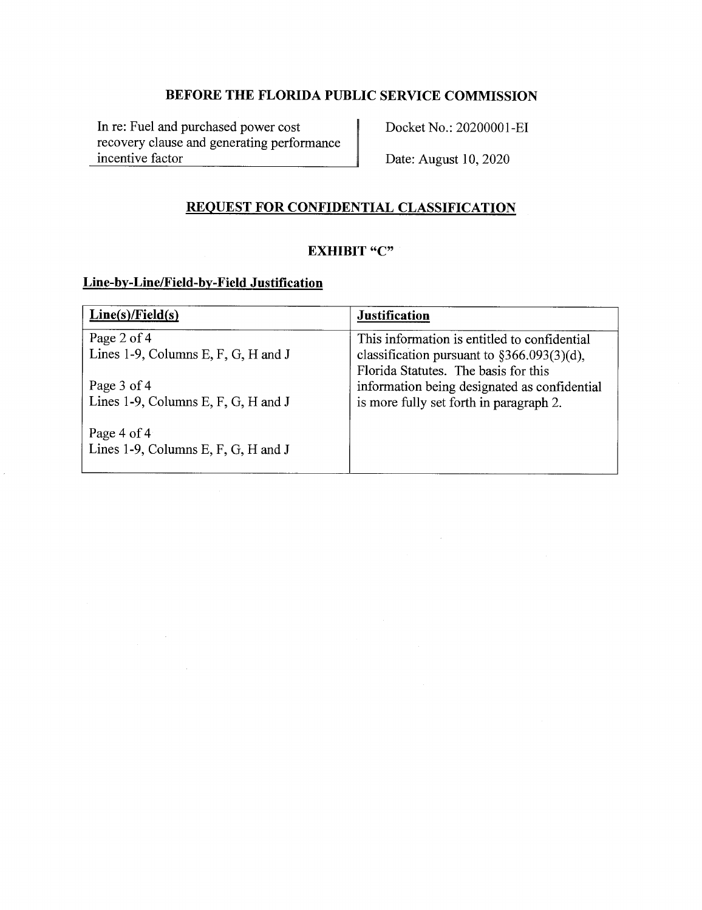## BEFORE THE FLORIDA PUBLIC SERVICE COMMISSION

| In re: Fuel and purchased power cost recovery clause and generating performance incentive factor | Docket No.: 20200001-EI<br><br>Date: August 10, 2020 |
|---|---|

## REQUEST FOR CONFIDENTIAL CLASSIFICATION

### EXHIBIT "C"

**Line-by-Line/Field-by-Field Justification**

| Line(s)/Field(s) | Justification |
|---|---|
| Page 2 of 4<br>Lines 1-9, Columns E, F, G, H and J<br><br>Page 3 of 4<br>Lines 1-9, Columns E, F, G, H and J<br><br>Page 4 of 4<br>Lines 1-9, Columns E, F, G, H and J | This information is entitled to confidential classification pursuant to §366.093(3)(d), Florida Statutes. The basis for this information being designated as confidential is more fully set forth in paragraph 2. |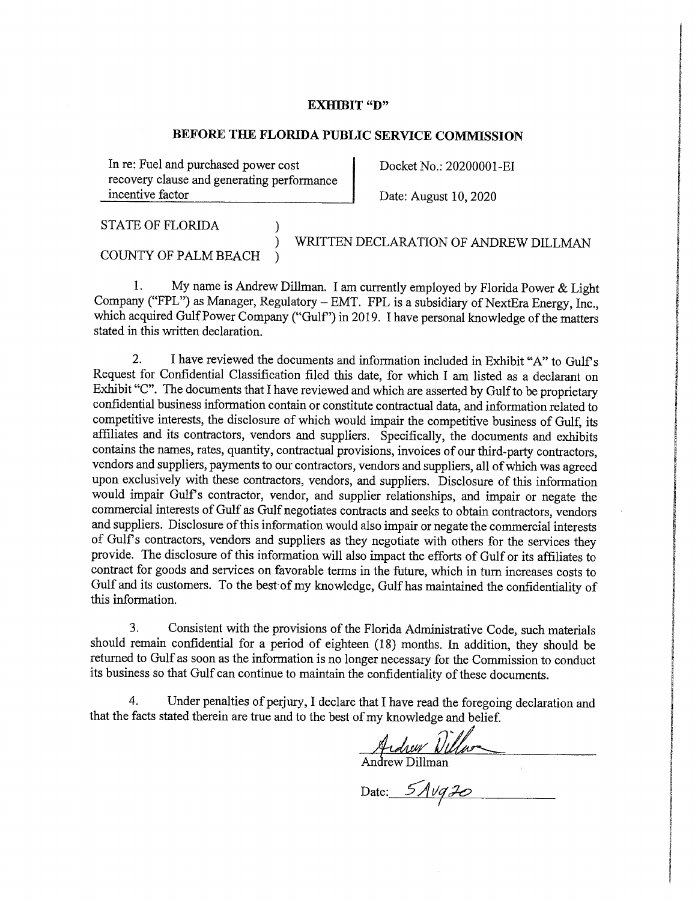**EXHIBIT "D"**

**BEFORE THE FLORIDA PUBLIC SERVICE COMMISSION**

| In re: Fuel and purchased power cost recovery clause and generating performance incentive factor | Docket No.: 20200001-EI<br>Date: August 10, 2020 |
|---|---|

STATE OF FLORIDA )
) WRITTEN DECLARATION OF ANDREW DILLMAN
COUNTY OF PALM BEACH )

1. My name is Andrew Dillman. I am currently employed by Florida Power & Light Company ("FPL") as Manager, Regulatory – EMT. FPL is a subsidiary of NextEra Energy, Inc., which acquired Gulf Power Company ("Gulf") in 2019. I have personal knowledge of the matters stated in this written declaration.

2. I have reviewed the documents and information included in Exhibit "A" to Gulf's Request for Confidential Classification filed this date, for which I am listed as a declarant on Exhibit "C". The documents that I have reviewed and which are asserted by Gulf to be proprietary confidential business information contain or constitute contractual data, and information related to competitive interests, the disclosure of which would impair the competitive business of Gulf, its affiliates and its contractors, vendors and suppliers. Specifically, the documents and exhibits contains the names, rates, quantity, contractual provisions, invoices of our third-party contractors, vendors and suppliers, payments to our contractors, vendors and suppliers, all of which was agreed upon exclusively with these contractors, vendors, and suppliers. Disclosure of this information would impair Gulf's contractor, vendor, and supplier relationships, and impair or negate the commercial interests of Gulf as Gulf negotiates contracts and seeks to obtain contractors, vendors and suppliers. Disclosure of this information would also impair or negate the commercial interests of Gulf's contractors, vendors and suppliers as they negotiate with others for the services they provide. The disclosure of this information will also impact the efforts of Gulf or its affiliates to contract for goods and services on favorable terms in the future, which in turn increases costs to Gulf and its customers. To the best of my knowledge, Gulf has maintained the confidentiality of this information.

3. Consistent with the provisions of the Florida Administrative Code, such materials should remain confidential for a period of eighteen (18) months. In addition, they should be returned to Gulf as soon as the information is no longer necessary for the Commission to conduct its business so that Gulf can continue to maintain the confidentiality of these documents.

4. Under penalties of perjury, I declare that I have read the foregoing declaration and that the facts stated therein are true and to the best of my knowledge and belief.

Andrew Dillman

Andrew Dillman

Date: 5Aug20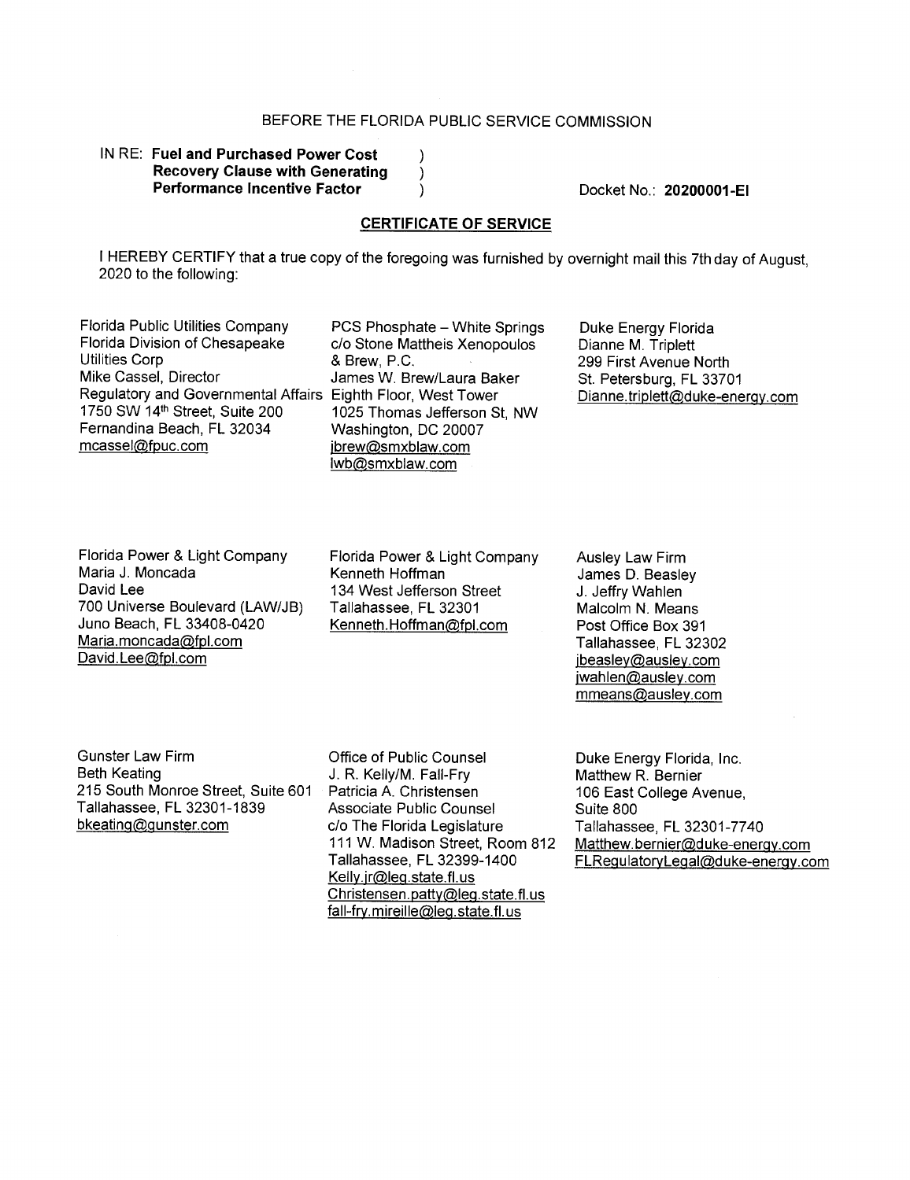BEFORE THE FLORIDA PUBLIC SERVICE COMMISSION

IN RE: **Fuel and Purchased Power Cost Recovery Clause with Generating Performance Incentive Factor**

Docket No.: **20200001-EI**

**CERTIFICATE OF SERVICE**

I HEREBY CERTIFY that a true copy of the foregoing was furnished by overnight mail this 7th day of August, 2020 to the following:

Florida Public Utilities Company
Florida Division of Chesapeake Utilities Corp
Mike Cassel, Director
Regulatory and Governmental Affairs
1750 SW 14th Street, Suite 200
Fernandina Beach, FL 32034
mcassel@fpuc.com

PCS Phosphate – White Springs
c/o Stone Mattheis Xenopoulos & Brew, P.C.
James W. Brew/Laura Baker
Eighth Floor, West Tower
1025 Thomas Jefferson St, NW
Washington, DC 20007
jbrew@smxblaw.com
lwb@smxblaw.com

Duke Energy Florida
Dianne M. Triplett
299 First Avenue North
St. Petersburg, FL 33701
Dianne.triplett@duke-energy.com

Florida Power & Light Company
Maria J. Moncada
David Lee
700 Universe Boulevard (LAW/JB)
Juno Beach, FL 33408-0420
Maria.moncada@fpl.com
David.Lee@fpl.com

Florida Power & Light Company
Kenneth Hoffman
134 West Jefferson Street
Tallahassee, FL 32301
Kenneth.Hoffman@fpl.com

Ausley Law Firm
James D. Beasley
J. Jeffry Wahlen
Malcolm N. Means
Post Office Box 391
Tallahassee, FL 32302
jbeasley@ausley.com
jwahlen@ausley.com
mmeans@ausley.com

Gunster Law Firm
Beth Keating
215 South Monroe Street, Suite 601
Tallahassee, FL 32301-1839
bkeating@gunster.com

Office of Public Counsel
J. R. Kelly/M. Fall-Fry
Patricia A. Christensen
Associate Public Counsel
c/o The Florida Legislature
111 W. Madison Street, Room 812
Tallahassee, FL 32399-1400
Kelly.jr@leg.state.fl.us
Christensen.patty@leg.state.fl.us
fall-fry.mireille@leg.state.fl.us

Duke Energy Florida, Inc.
Matthew R. Bernier
106 East College Avenue, Suite 800
Tallahassee, FL 32301-7740
Matthew.bernier@duke-energy.com
FLRegulatoryLegal@duke-energy.com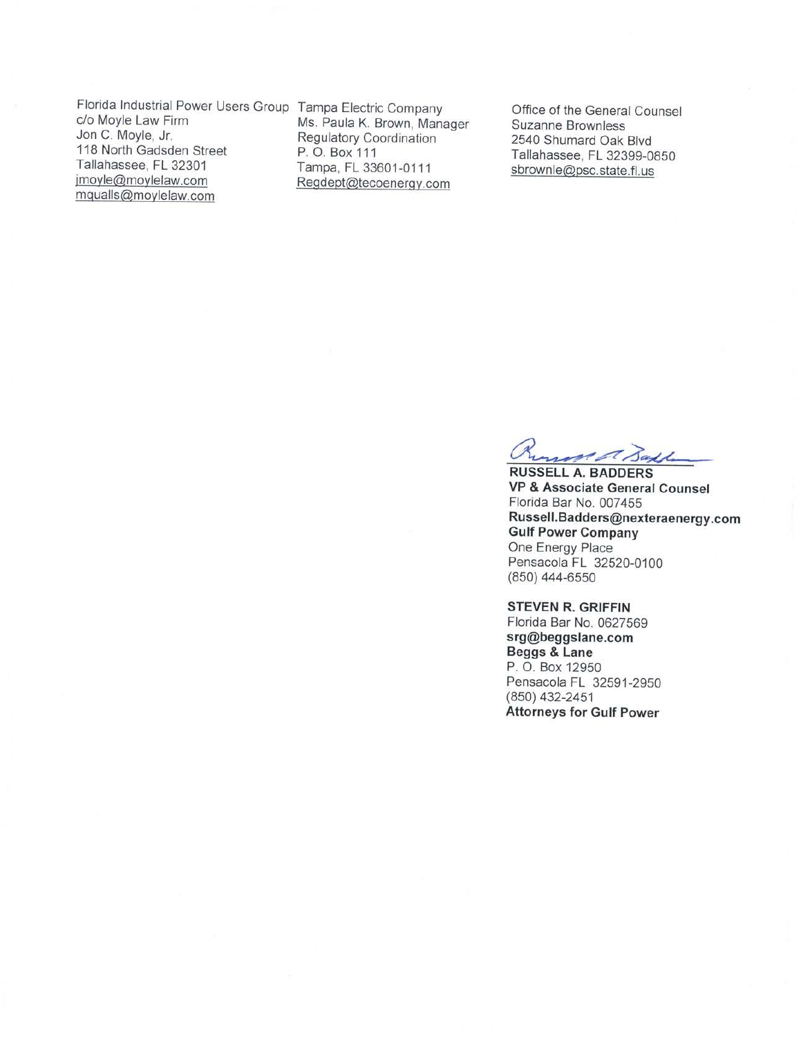Florida Industrial Power Users Group
c/o Moyle Law Firm
Jon C. Moyle, Jr.
118 North Gadsden Street
Tallahassee, FL 32301
jmoyle@moylelaw.com
mqualls@moylelaw.com

Tampa Electric Company
Ms. Paula K. Brown, Manager
Regulatory Coordination
P. O. Box 111
Tampa, FL 33601-0111
Regdept@tecoenergy.com

Office of the General Counsel
Suzanne Brownless
2540 Shumard Oak Blvd
Tallahassee, FL 32399-0850
sbrownle@psc.state.fl.us

**RUSSELL A. BADDERS**
**VP & Associate General Counsel**
Florida Bar No. 007455
**Russell.Badders@nexteraenergy.com**
**Gulf Power Company**
One Energy Place
Pensacola FL 32520-0100
(850) 444-6550

**STEVEN R. GRIFFIN**
Florida Bar No. 0627569
**srg@beggslane.com**
**Beggs & Lane**
P. O. Box 12950
Pensacola FL 32591-2950
(850) 432-2451
**Attorneys for Gulf Power**